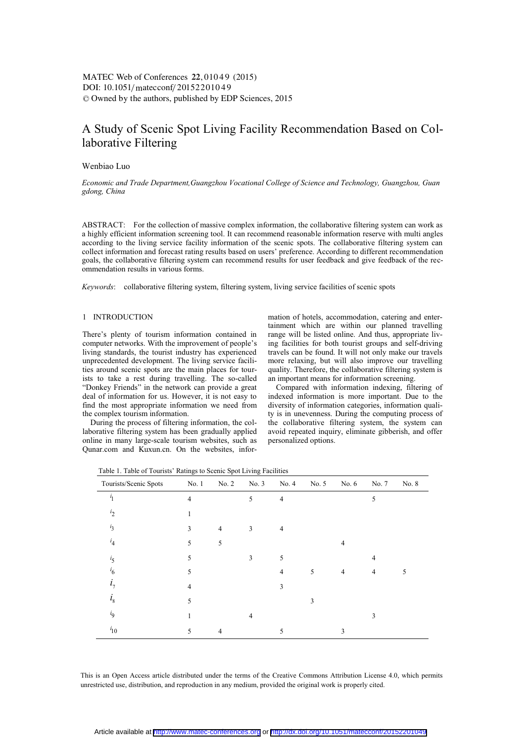# A Study of Scenic Spot Living Facility Recommendation Based on Collaborative Filtering

Wenbiao Luo

*Economic and Trade Department, Guangzhou Vocational College of Science and Technology, Guangzhou, Guangdong, China*

ABSTRACT: For the collection of massive complex information, the collaborative filtering system can work as a highly efficient information screening tool. It can recommend reasonable information reserve with multi angles according to the living service facility information of the scenic spots. The collaborative filtering system can collect information and forecast rating results based on users' preference. According to different recommendation goals, the collaborative filtering system can recommend results for user feedback and give feedback of the recommendation results in various forms.

*Keywords*: collaborative filtering system, filtering system, living service facilities of scenic spots

## 1 INTRODUCTION

There's plenty of tourism information contained in computer networks. With the improvement of people's living standards, the tourist industry has experienced unprecedented development. The living service facilities around scenic spots are the main places for tourists to take a rest during travelling. The so-called "Donkey Friends" in the network can provide a great deal of information for us. However, it is not easy to find the most appropriate information we need from the complex tourism information.

During the process of filtering information, the collaborative filtering system has been gradually applied online in many large-scale tourism websites, such as Qunar.com and Kuxun.cn. On the websites, information of hotels, accommodation, catering and entertainment which are within our planned travelling range will be listed online. And thus, appropriate living facilities for both tourist groups and self-driving travels can be found. It will not only make our travels more relaxing, but will also improve our travelling quality. Therefore, the collaborative filtering system is an important means for information screening.

Compared with information indexing, filtering of indexed information is more important. Due to the diversity of information categories, information quality is in unevenness. During the computing process of the collaborative filtering system, the system can avoid repeated inquiry, eliminate gibberish, and offer personalized options.

Table 1. Table of Tourists' Ratings to Scenic Spot Living Facilities

| Tourists/Scenic Spots | No. 1 | No. 2 | No. 3 | No. 4 | No. 5 | No. 6 | No. 7 | No. 8 |
|---|---|---|---|---|---|---|---|---|
| $i_1$ | 4 | | 5 | 4 | | | 5 | |
| $i_2$ | 1 | | | | | | | |
| $i_3$ | 3 | 4 | 3 | 4 | | | | |
| $i_4$ | 5 | 5 | | | | 4 | | |
| $i_5$ | 5 | | 3 | 5 | | | 4 | |
| $i_6$ | 5 | | | 4 | 5 | 4 | 4 | 5 |
| $i_7$ | 4 | | | 3 | | | | |
| $i_8$ | 5 | | | | 3 | | | |
| $i_9$ | 1 | | 4 | | | | 3 | |
| $i_{10}$ | 5 | 4 | | 5 | | 3 | | |

This is an Open Access article distributed under the terms of the Creative Commons Attribution License 4.0, which permits unrestricted use, distribution, and reproduction in any medium, provided the original work is properly cited.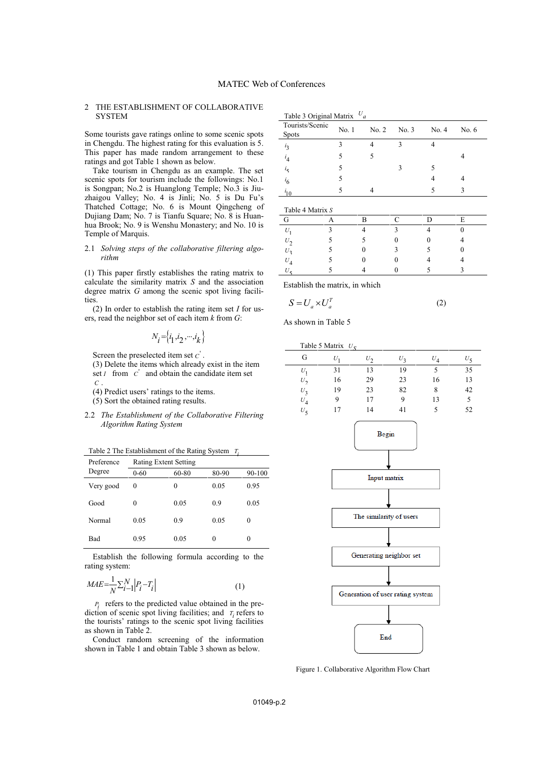## 2 THE ESTABLISHMENT OF COLLABORATIVE SYSTEM

Some tourists gave ratings online to some scenic spots in Chengdu. The highest rating for this evaluation is 5. This paper has made random arrangement to these ratings and got Table 1 shown as below.

Take tourism in Chengdu as an example. The set scenic spots for tourism include the followings: No.1 is Songpan; No.2 is Huanglong Temple; No.3 is Jiuzhaigou Valley; No. 4 is Jinli; No. 5 is Du Fu's Thatched Cottage; No. 6 is Mount Qingcheng of Dujiang Dam; No. 7 is Tianfu Square; No. 8 is Huanhua Brook; No. 9 is Wenshu Monastery; and No. 10 is Temple of Marquis.

### 2.1 *Solving steps of the collaborative filtering algorithm*

(1) This paper firstly establishes the rating matrix to calculate the similarity matrix $S$ and the association degree matrix $G$ among the scenic spot living facilities.

(2) In order to establish the rating item set $I$ for users, read the neighbor set of each item $k$ from $G$:

$$N_i = \{i_1, i_2, \cdots, i_k\}$$

Screen the preselected item set $C'$.

(3) Delete the items which already exist in the item set $I$ from $C'$ and obtain the candidate item set $C$.

(4) Predict users' ratings to the items.

(5) Sort the obtained rating results.

### 2.2 *The Establishment of the Collaborative Filtering Algorithm Rating System*

Table 2 The Establishment of the Rating System $T_i$

| Preference Degree | Rating Extent Setting | | | |
|---|---|---|---|---|
| | 0-60 | 60-80 | 80-90 | 90-100 |
| Very good | 0 | 0 | 0.05 | 0.95 |
| Good | 0 | 0.05 | 0.9 | 0.05 |
| Normal | 0.05 | 0.9 | 0.05 | 0 |
| Bad | 0.95 | 0.05 | 0 | 0 |

Establish the following formula according to the rating system:

$$MAE = \frac{1}{N}\sum_{i-1}^{N}\left|P_i - T_i\right| \tag{1}$$

$P_i$ refers to the predicted value obtained in the prediction of scenic spot living facilities; and $T_i$ refers to the tourists' ratings to the scenic spot living facilities as shown in Table 2.

Conduct random screening of the information shown in Table 1 and obtain Table 3 shown as below.

Table 3 Original Matrix $U_a$

| Tourists/Scenic Spots | No. 1 | No. 2 | No. 3 | No. 4 | No. 6 |
|---|---|---|---|---|---|
| $i_3$ | 3 | 4 | 3 | 4 | |
| $i_4$ | 5 | 5 | | | 4 |
| $i_5$ | 5 | | 3 | 5 | |
| $i_6$ | 5 | | | 4 | 4 |
| $i_{10}$ | 5 | 4 | | 5 | 3 |

Table 4 Matrix $S$

| G | A | B | C | D | E |
|---|---|---|---|---|---|
| $U_1$ | 3 | 4 | 3 | 4 | 0 |
| $U_2$ | 5 | 5 | 0 | 0 | 4 |
| $U_3$ | 5 | 0 | 3 | 5 | 0 |
| $U_4$ | 5 | 0 | 0 | 4 | 4 |
| $U_5$ | 5 | 4 | 0 | 5 | 3 |

Establish the matrix, in which

$$S = U_a \times U_a^T \tag{2}$$

As shown in Table 5

Table 5 Matrix $U_S$

| G | $U_1$ | $U_2$ | $U_3$ | $U_4$ | $U_5$ |
|---|---|---|---|---|---|
| $U_1$ | 31 | 13 | 19 | 5 | 35 |
| $U_2$ | 16 | 29 | 23 | 16 | 13 |
| $U_3$ | 19 | 23 | 82 | 8 | 42 |
| $U_4$ | 9 | 17 | 9 | 13 | 5 |
| $U_5$ | 17 | 14 | 41 | 5 | 52 |

Begin → Input matrix → The similarity of users → Generating neighbor set → Generation of user rating system → End

Figure 1. Collaborative Algorithm Flow Chart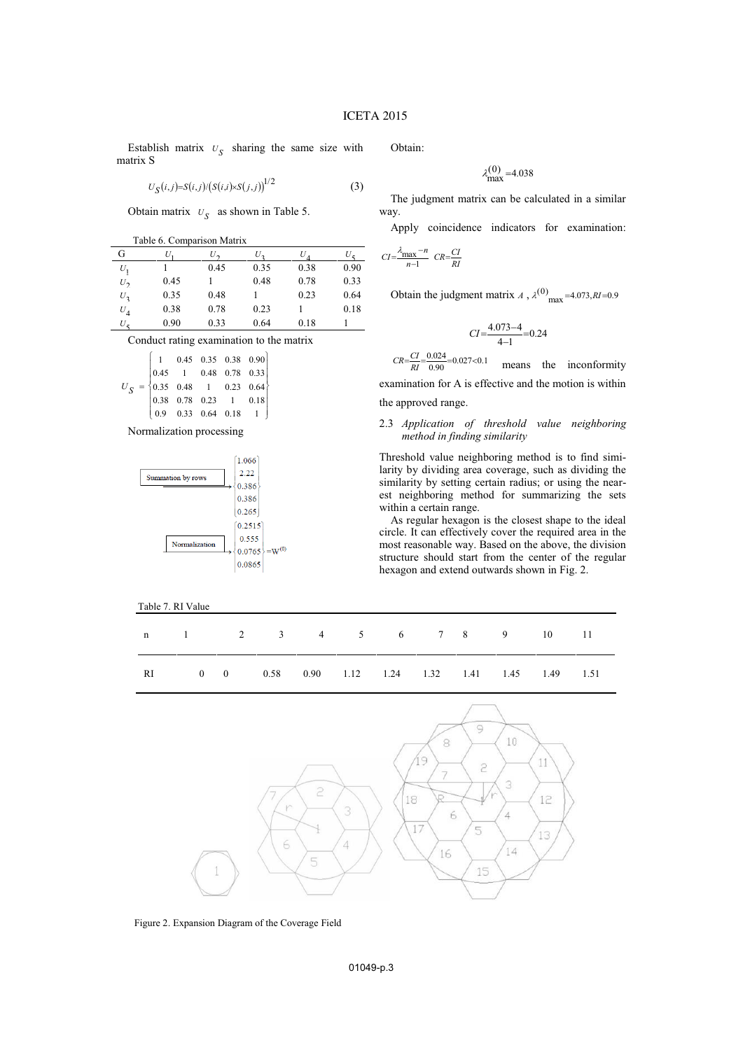Establish matrix $U_S$ sharing the same size with matrix S

$$U_S(i,j)=S(i,j)/\left(S(i,i)\times S(j,j)\right)^{1/2} \tag{3}$$

Obtain matrix $U_S$ as shown in Table 5.

Table 6. Comparison Matrix

| G | $U_1$ | $U_2$ | $U_3$ | $U_4$ | $U_5$ |
|---|---|---|---|---|---|
| $U_1$ | 1 | 0.45 | 0.35 | 0.38 | 0.90 |
| $U_2$ | 0.45 | 1 | 0.48 | 0.78 | 0.33 |
| $U_3$ | 0.35 | 0.48 | 1 | 0.23 | 0.64 |
| $U_4$ | 0.38 | 0.78 | 0.23 | 1 | 0.18 |
| $U_5$ | 0.90 | 0.33 | 0.64 | 0.18 | 1 |

Conduct rating examination to the matrix

$$U_S=\begin{Bmatrix} 1 & 0.45 & 0.35 & 0.38 & 0.90 \\ 0.45 & 1 & 0.48 & 0.78 & 0.33 \\ 0.35 & 0.48 & 1 & 0.23 & 0.64 \\ 0.38 & 0.78 & 0.23 & 1 & 0.18 \\ 0.9 & 0.33 & 0.64 & 0.18 & 1 \end{Bmatrix}$$

Normalization processing

$$\xrightarrow{\text{Summation by rows}} \begin{Bmatrix} 1.066 \\ 2.22 \\ 0.386 \\ 0.386 \\ 0.265 \end{Bmatrix} \xrightarrow{\text{Normalization}} \begin{Bmatrix} 0.2515 \\ 0.555 \\ 0.0765 \\ 0.0865 \end{Bmatrix} = W^{(0)}$$

Obtain:

$$\lambda_{\max}^{(0)}=4.038$$

The judgment matrix can be calculated in a similar way.

Apply coincidence indicators for examination:

$$CI=\frac{\lambda_{\max}-n}{n-1} \quad CR=\frac{CI}{RI}$$

Obtain the judgment matrix $A$, $\lambda^{(0)}_{\max}=4.073, RI=0.9$

$$CI=\frac{4.073-4}{4-1}=0.24$$

$CR=\frac{CI}{RI}=\frac{0.024}{0.90}=0.027<0.1$ means the inconformity examination for A is effective and the motion is within the approved range.

### 2.3 *Application of threshold value neighboring method in finding similarity*

Threshold value neighboring method is to find similarity by dividing area coverage, such as dividing the similarity by setting certain radius; or using the nearest neighboring method for summarizing the sets within a certain range.

As regular hexagon is the closest shape to the ideal circle. It can effectively cover the required area in the most reasonable way. Based on the above, the division structure should start from the center of the regular hexagon and extend outwards shown in Fig. 2.

Table 7. RI Value

| n | 1 | 2 | 3 | 4 | 5 | 6 | 7 | 8 | 9 | 10 | 11 |
|---|---|---|---|---|---|---|---|---|---|---|---|
| RI | 0 | 0 | 0.58 | 0.90 | 1.12 | 1.24 | 1.32 | 1.41 | 1.45 | 1.49 | 1.51 |

Figure 2. Expansion Diagram of the Coverage Field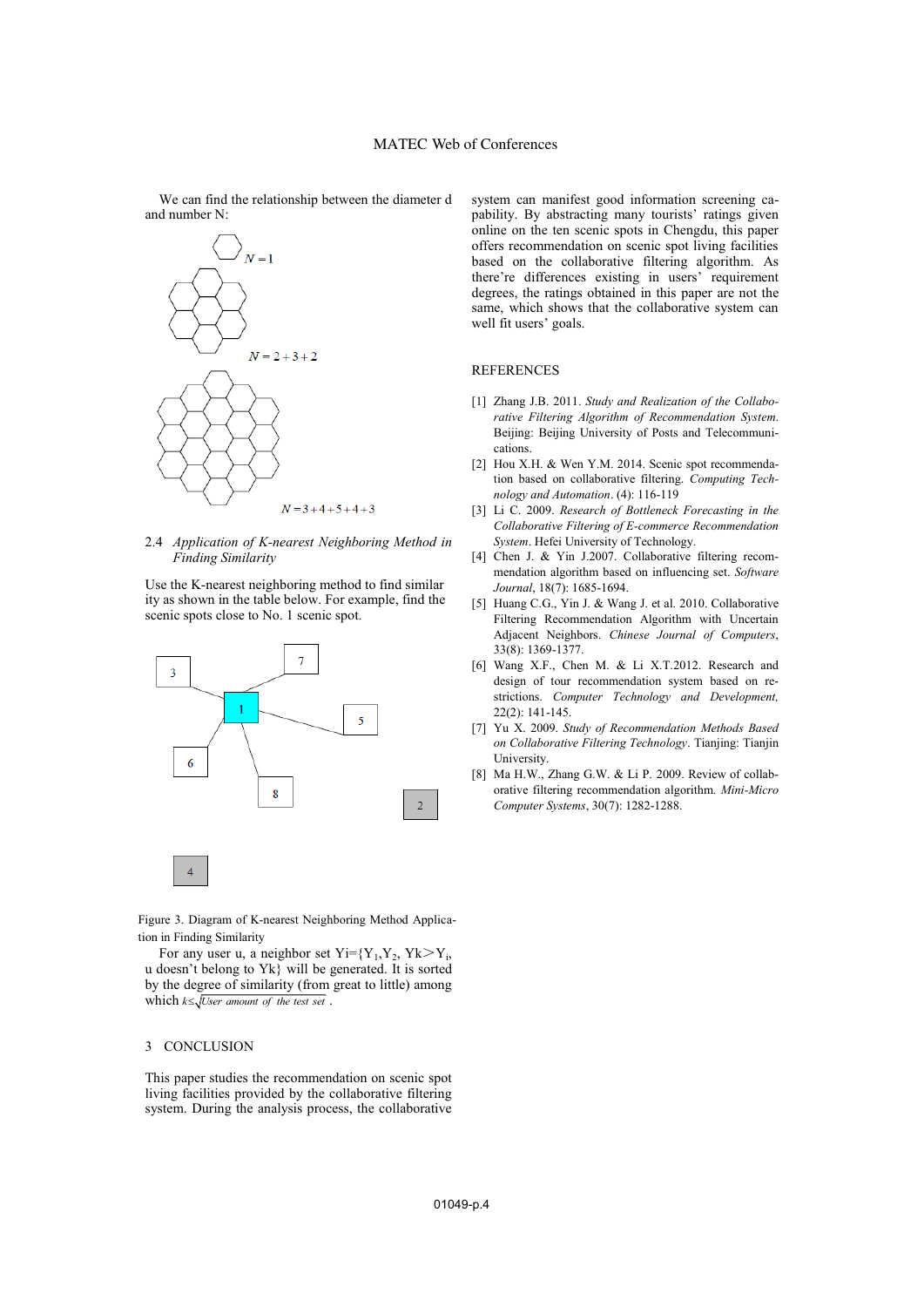We can find the relationship between the diameter d and number N:

$N = 1$

$N = 2 + 3 + 2$

$N = 3 + 4 + 5 + 4 + 3$

### 2.4 *Application of K-nearest Neighboring Method in Finding Similarity*

Use the K-nearest neighboring method to find similar ity as shown in the table below. For example, find the scenic spots close to No. 1 scenic spot.

3
7
1
5
6
8
2
4

Figure 3. Diagram of K-nearest Neighboring Method Application in Finding Similarity

For any user u, a neighbor set Yi={$Y_1$,$Y_2$, Yk>$Y_i$, u doesn't belong to Yk} will be generated. It is sorted by the degree of similarity (from great to little) among which $k \leq \sqrt{User\ amount\ of\ the\ test\ set}$ .

## 3 CONCLUSION

This paper studies the recommendation on scenic spot living facilities provided by the collaborative filtering system. During the analysis process, the collaborative system can manifest good information screening capability. By abstracting many tourists' ratings given online on the ten scenic spots in Chengdu, this paper offers recommendation on scenic spot living facilities based on the collaborative filtering algorithm. As there're differences existing in users' requirement degrees, the ratings obtained in this paper are not the same, which shows that the collaborative system can well fit users' goals.

## REFERENCES

[1] Zhang J.B. 2011. *Study and Realization of the Collaborative Filtering Algorithm of Recommendation System*. Beijing: Beijing University of Posts and Telecommunications.

[2] Hou X.H. & Wen Y.M. 2014. Scenic spot recommendation based on collaborative filtering. *Computing Technology and Automation*. (4): 116-119

[3] Li C. 2009. *Research of Bottleneck Forecasting in the Collaborative Filtering of E-commerce Recommendation System*. Hefei University of Technology.

[4] Chen J. & Yin J.2007. Collaborative filtering recommendation algorithm based on influencing set. *Software Journal*, 18(7): 1685-1694.

[5] Huang C.G., Yin J. & Wang J. et al. 2010. Collaborative Filtering Recommendation Algorithm with Uncertain Adjacent Neighbors. *Chinese Journal of Computers*, 33(8): 1369-1377.

[6] Wang X.F., Chen M. & Li X.T.2012. Research and design of tour recommendation system based on restrictions. *Computer Technology and Development,* 22(2): 141-145.

[7] Yu X. 2009. *Study of Recommendation Methods Based on Collaborative Filtering Technology*. Tianjing: Tianjin University.

[8] Ma H.W., Zhang G.W. & Li P. 2009. Review of collaborative filtering recommendation algorithm. *Mini-Micro Computer Systems*, 30(7): 1282-1288.